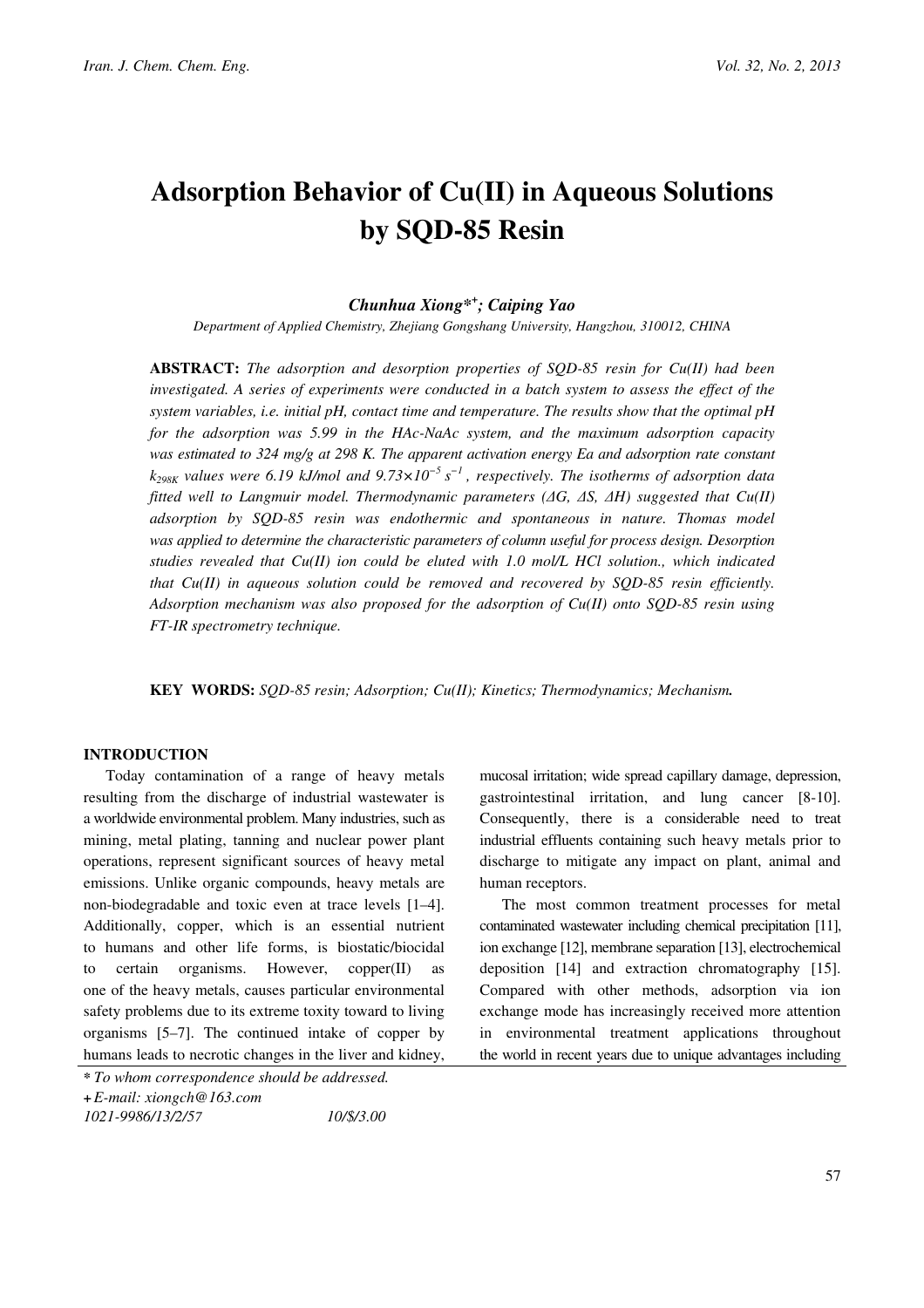# Adsorption Behavior of Cu(II) in Aqueous Solutions by SQD-85 Resin

***Chunhua Xiong*\*+*; Caiping Yao***

*Department of Applied Chemistry, Zhejiang Gongshang University, Hangzhou, 310012, CHINA*

**ABSTRACT:** *The adsorption and desorption properties of SQD-85 resin for Cu(II) had been investigated. A series of experiments were conducted in a batch system to assess the effect of the system variables, i.e. initial pH, contact time and temperature. The results show that the optimal pH for the adsorption was 5.99 in the HAc-NaAc system, and the maximum adsorption capacity was estimated to 324 mg/g at 298 K. The apparent activation energy Ea and adsorption rate constant $k_{298K}$ values were 6.19 kJ/mol and $9.73\times10^{-5}$ $s^{-1}$, respectively. The isotherms of adsorption data fitted well to Langmuir model. Thermodynamic parameters (ΔG, ΔS, ΔH) suggested that Cu(II) adsorption by SQD-85 resin was endothermic and spontaneous in nature. Thomas model was applied to determine the characteristic parameters of column useful for process design. Desorption studies revealed that Cu(II) ion could be eluted with 1.0 mol/L HCl solution., which indicated that Cu(II) in aqueous solution could be removed and recovered by SQD-85 resin efficiently. Adsorption mechanism was also proposed for the adsorption of Cu(II) onto SQD-85 resin using FT-IR spectrometry technique.*

**KEY WORDS:** *SQD-85 resin; Adsorption; Cu(II); Kinetics; Thermodynamics; Mechanism.*

## INTRODUCTION

Today contamination of a range of heavy metals resulting from the discharge of industrial wastewater is a worldwide environmental problem. Many industries, such as mining, metal plating, tanning and nuclear power plant operations, represent significant sources of heavy metal emissions. Unlike organic compounds, heavy metals are non-biodegradable and toxic even at trace levels [1–4]. Additionally, copper, which is an essential nutrient to humans and other life forms, is biostatic/biocidal to certain organisms. However, copper(II) as one of the heavy metals, causes particular environmental safety problems due to its extreme toxity toward to living organisms [5–7]. The continued intake of copper by humans leads to necrotic changes in the liver and kidney, mucosal irritation; wide spread capillary damage, depression, gastrointestinal irritation, and lung cancer [8-10]. Consequently, there is a considerable need to treat industrial effluents containing such heavy metals prior to discharge to mitigate any impact on plant, animal and human receptors.

The most common treatment processes for metal contaminated wastewater including chemical precipitation [11], ion exchange [12], membrane separation [13], electrochemical deposition [14] and extraction chromatography [15]. Compared with other methods, adsorption via ion exchange mode has increasingly received more attention in environmental treatment applications throughout the world in recent years due to unique advantages including

---

\* To whom correspondence should be addressed.
\+ E-mail: xiongch@163.com
1021-9986/13/2/57 10/$/3.00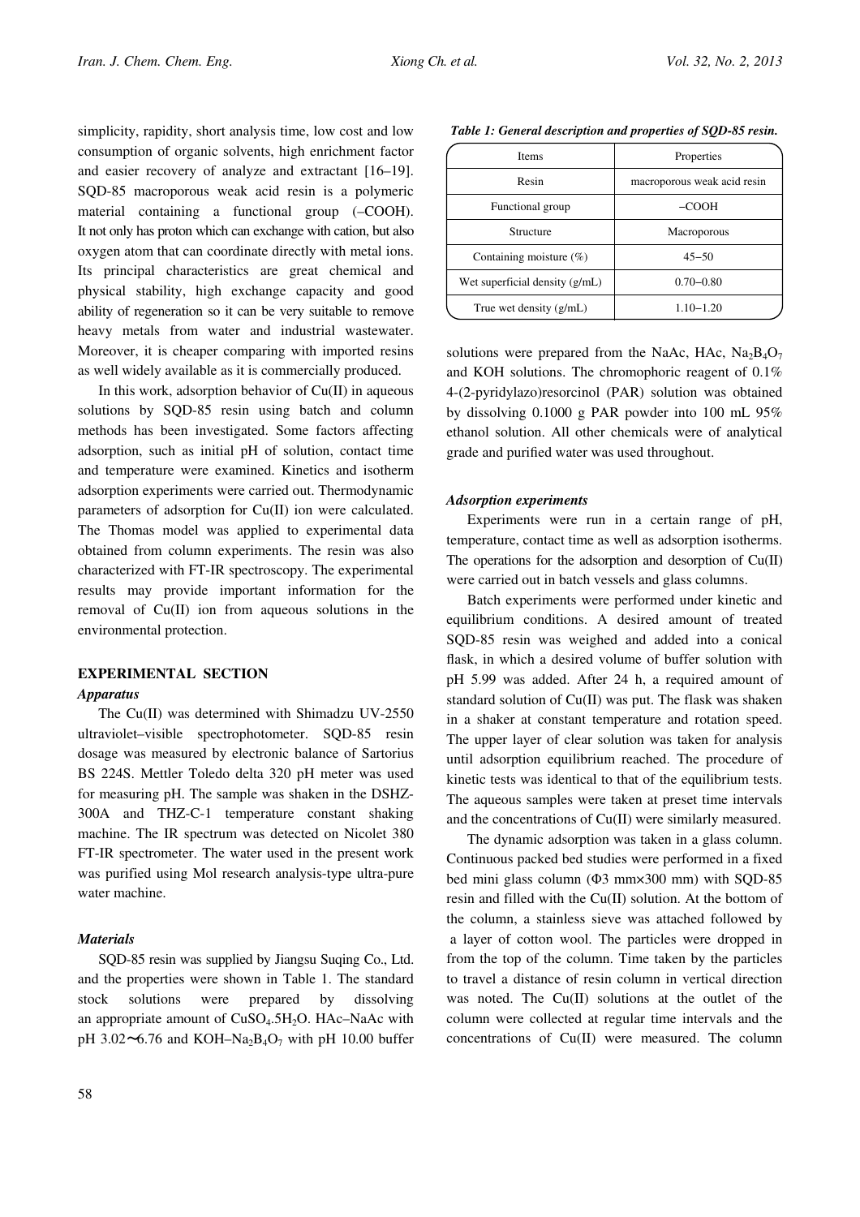simplicity, rapidity, short analysis time, low cost and low consumption of organic solvents, high enrichment factor and easier recovery of analyze and extractant [16–19]. SQD-85 macroporous weak acid resin is a polymeric material containing a functional group (–COOH). It not only has proton which can exchange with cation, but also oxygen atom that can coordinate directly with metal ions. Its principal characteristics are great chemical and physical stability, high exchange capacity and good ability of regeneration so it can be very suitable to remove heavy metals from water and industrial wastewater. Moreover, it is cheaper comparing with imported resins as well widely available as it is commercially produced.

In this work, adsorption behavior of Cu(II) in aqueous solutions by SQD-85 resin using batch and column methods has been investigated. Some factors affecting adsorption, such as initial pH of solution, contact time and temperature were examined. Kinetics and isotherm adsorption experiments were carried out. Thermodynamic parameters of adsorption for Cu(II) ion were calculated. The Thomas model was applied to experimental data obtained from column experiments. The resin was also characterized with FT-IR spectroscopy. The experimental results may provide important information for the removal of Cu(II) ion from aqueous solutions in the environmental protection.

## EXPERIMENTAL SECTION

### *Apparatus*

The Cu(II) was determined with Shimadzu UV-2550 ultraviolet–visible spectrophotometer. SQD-85 resin dosage was measured by electronic balance of Sartorius BS 224S. Mettler Toledo delta 320 pH meter was used for measuring pH. The sample was shaken in the DSHZ-300A and THZ-C-1 temperature constant shaking machine. The IR spectrum was detected on Nicolet 380 FT-IR spectrometer. The water used in the present work was purified using Mol research analysis-type ultra-pure water machine.

### *Materials*

SQD-85 resin was supplied by Jiangsu Suqing Co., Ltd. and the properties were shown in Table 1. The standard stock solutions were prepared by dissolving an appropriate amount of $CuSO_4.5H_2O$. HAc–NaAc with pH 3.02~6.76 and KOH–$Na_2B_4O_7$ with pH 10.00 buffer solutions were prepared from the NaAc, HAc, $Na_2B_4O_7$ and KOH solutions. The chromophoric reagent of 0.1% 4-(2-pyridylazo)resorcinol (PAR) solution was obtained by dissolving 0.1000 g PAR powder into 100 mL 95% ethanol solution. All other chemicals were of analytical grade and purified water was used throughout.

***Table 1: General description and properties of SQD-85 resin.***

| Items | Properties |
|---|---|
| Resin | macroporous weak acid resin |
| Functional group | –COOH |
| Structure | Macroporous |
| Containing moisture (%) | 45–50 |
| Wet superficial density (g/mL) | 0.70–0.80 |
| True wet density (g/mL) | 1.10–1.20 |

### *Adsorption experiments*

Experiments were run in a certain range of pH, temperature, contact time as well as adsorption isotherms. The operations for the adsorption and desorption of Cu(II) were carried out in batch vessels and glass columns.

Batch experiments were performed under kinetic and equilibrium conditions. A desired amount of treated SQD-85 resin was weighed and added into a conical flask, in which a desired volume of buffer solution with pH 5.99 was added. After 24 h, a required amount of standard solution of Cu(II) was put. The flask was shaken in a shaker at constant temperature and rotation speed. The upper layer of clear solution was taken for analysis until adsorption equilibrium reached. The procedure of kinetic tests was identical to that of the equilibrium tests. The aqueous samples were taken at preset time intervals and the concentrations of Cu(II) were similarly measured.

The dynamic adsorption was taken in a glass column. Continuous packed bed studies were performed in a fixed bed mini glass column (Φ3 mm×300 mm) with SQD-85 resin and filled with the Cu(II) solution. At the bottom of the column, a stainless sieve was attached followed by a layer of cotton wool. The particles were dropped in from the top of the column. Time taken by the particles to travel a distance of resin column in vertical direction was noted. The Cu(II) solutions at the outlet of the column were collected at regular time intervals and the concentrations of Cu(II) were measured. The column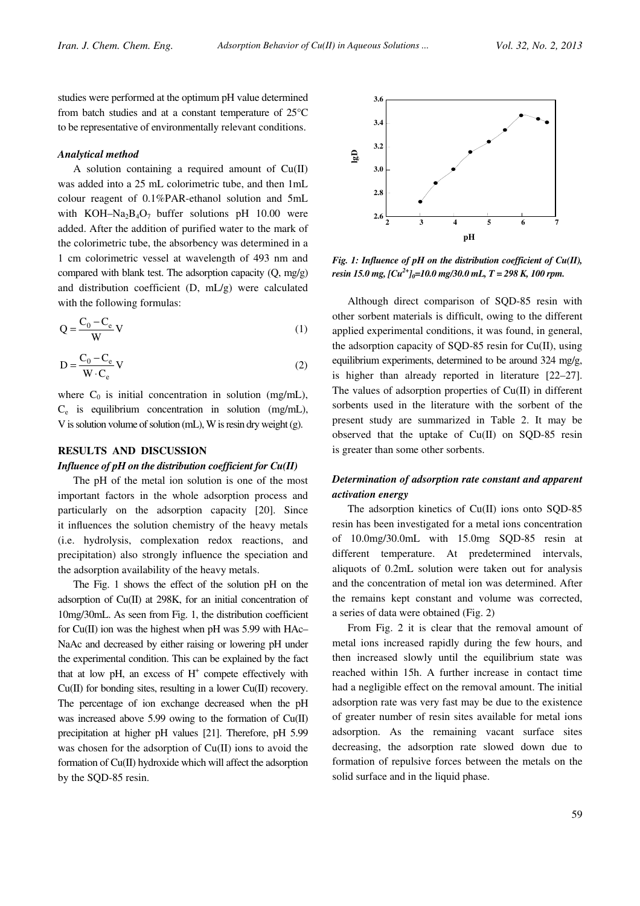studies were performed at the optimum pH value determined from batch studies and at a constant temperature of 25°C to be representative of environmentally relevant conditions.

### *Analytical method*

A solution containing a required amount of Cu(II) was added into a 25 mL colorimetric tube, and then 1mL colour reagent of 0.1%PAR-ethanol solution and 5mL with $KOH$–$Na_2B_4O_7$ buffer solutions pH 10.00 were added. After the addition of purified water to the mark of the colorimetric tube, the absorbency was determined in a 1 cm colorimetric vessel at wavelength of 493 nm and compared with blank test. The adsorption capacity (Q, mg/g) and distribution coefficient (D, mL/g) were calculated with the following formulas:

$$Q = \frac{C_0 - C_e}{W} V \tag{1}$$

$$D = \frac{C_0 - C_e}{W \cdot C_e} V \tag{2}$$

where $C_0$ is initial concentration in solution (mg/mL), $C_e$ is equilibrium concentration in solution (mg/mL), V is solution volume of solution (mL), W is resin dry weight (g).

## RESULTS AND DISCUSSION

### *Influence of pH on the distribution coefficient for Cu(II)*

The pH of the metal ion solution is one of the most important factors in the whole adsorption process and particularly on the adsorption capacity [20]. Since it influences the solution chemistry of the heavy metals (i.e. hydrolysis, complexation redox reactions, and precipitation) also strongly influence the speciation and the adsorption availability of the heavy metals.

The Fig. 1 shows the effect of the solution pH on the adsorption of Cu(II) at 298K, for an initial concentration of 10mg/30mL. As seen from Fig. 1, the distribution coefficient for Cu(II) ion was the highest when pH was 5.99 with HAc–NaAc and decreased by either raising or lowering pH under the experimental condition. This can be explained by the fact that at low pH, an excess of $H^+$ compete effectively with Cu(II) for bonding sites, resulting in a lower Cu(II) recovery. The percentage of ion exchange decreased when the pH was increased above 5.99 owing to the formation of Cu(II) precipitation at higher pH values [21]. Therefore, pH 5.99 was chosen for the adsorption of Cu(II) ions to avoid the formation of Cu(II) hydroxide which will affect the adsorption by the SQD-85 resin.

*Fig. 1: Influence of pH on the distribution coefficient of Cu(II), resin 15.0 mg, $[Cu^{2+}]_0$=10.0 mg/30.0 mL, T = 298 K, 100 rpm.*

Although direct comparison of SQD-85 resin with other sorbent materials is difficult, owing to the different applied experimental conditions, it was found, in general, the adsorption capacity of SQD-85 resin for Cu(II), using equilibrium experiments, determined to be around 324 mg/g, is higher than already reported in literature [22–27]. The values of adsorption properties of Cu(II) in different sorbents used in the literature with the sorbent of the present study are summarized in Table 2. It may be observed that the uptake of Cu(II) on SQD-85 resin is greater than some other sorbents.

### *Determination of adsorption rate constant and apparent activation energy*

The adsorption kinetics of Cu(II) ions onto SQD-85 resin has been investigated for a metal ions concentration of 10.0mg/30.0mL with 15.0mg SQD-85 resin at different temperature. At predetermined intervals, aliquots of 0.2mL solution were taken out for analysis and the concentration of metal ion was determined. After the remains kept constant and volume was corrected, a series of data were obtained (Fig. 2)

From Fig. 2 it is clear that the removal amount of metal ions increased rapidly during the few hours, and then increased slowly until the equilibrium state was reached within 15h. A further increase in contact time had a negligible effect on the removal amount. The initial adsorption rate was very fast may be due to the existence of greater number of resin sites available for metal ions adsorption. As the remaining vacant surface sites decreasing, the adsorption rate slowed down due to formation of repulsive forces between the metals on the solid surface and in the liquid phase.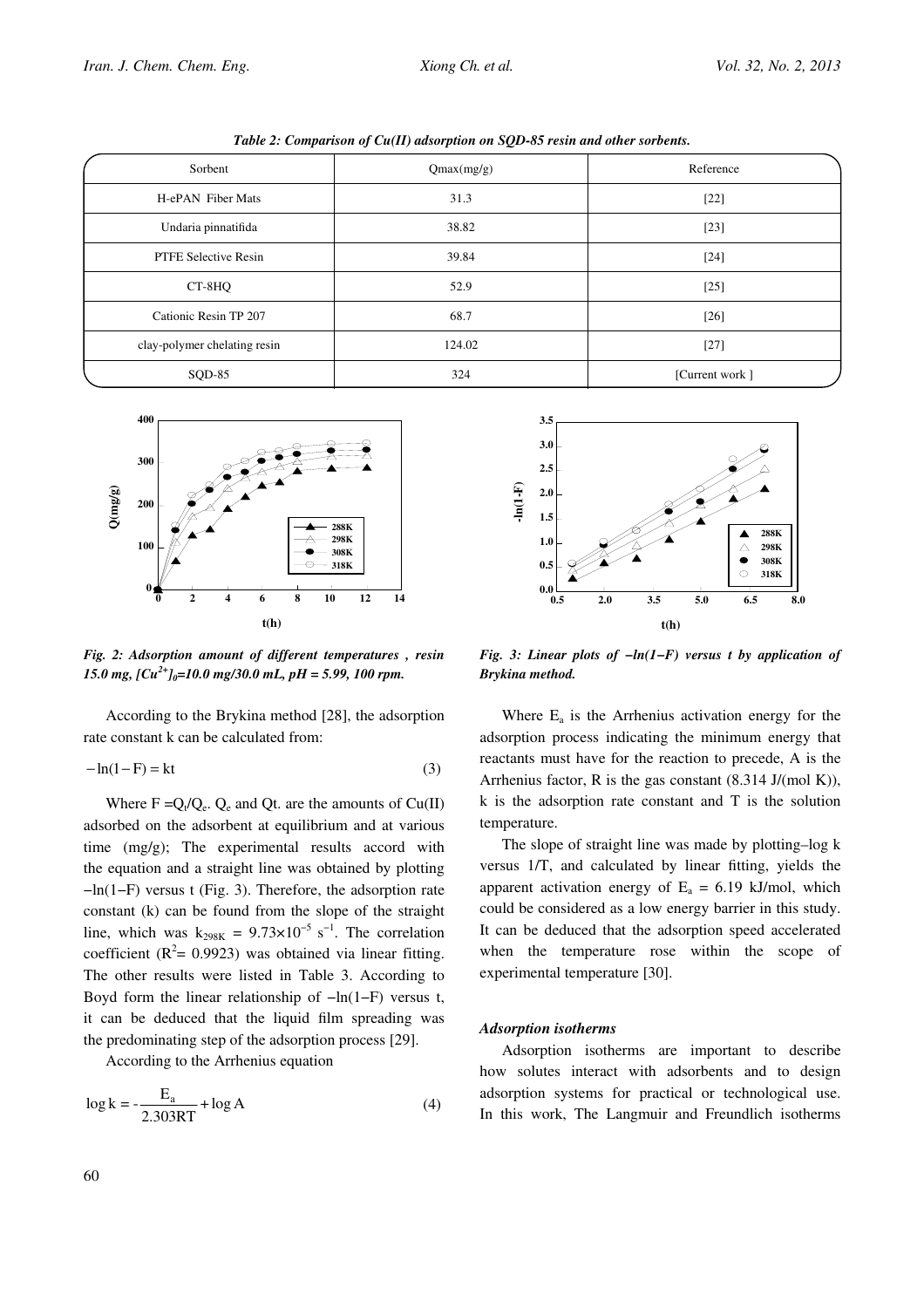*Table 2: Comparison of Cu(II) adsorption on SQD-85 resin and other sorbents.*

| Sorbent | Qmax(mg/g) | Reference |
|---|---|---|
| H-ePAN Fiber Mats | 31.3 | [22] |
| Undaria pinnatifida | 38.82 | [23] |
| PTFE Selective Resin | 39.84 | [24] |
| CT-8HQ | 52.9 | [25] |
| Cationic Resin TP 207 | 68.7 | [26] |
| clay-polymer chelating resin | 124.02 | [27] |
| SQD-85 | 324 | [Current work ] |

*Fig. 2: Adsorption amount of different temperatures , resin 15.0 mg, $[Cu^{2+}]_0$=10.0 mg/30.0 mL, pH = 5.99, 100 rpm.*

*Fig. 3: Linear plots of $-ln(1-F)$ versus t by application of Brykina method.*

According to the Brykina method [28], the adsorption rate constant k can be calculated from:

$$-\ln(1-F) = kt \tag{3}$$

Where $F = Q_t/Q_e$. $Q_e$ and Qt. are the amounts of Cu(II) adsorbed on the adsorbent at equilibrium and at various time (mg/g); The experimental results accord with the equation and a straight line was obtained by plotting $-\ln(1-F)$ versus t (Fig. 3). Therefore, the adsorption rate constant (k) can be found from the slope of the straight line, which was $k_{298K} = 9.73\times10^{-5}$ $s^{-1}$. The correlation coefficient ($R^2$= 0.9923) was obtained via linear fitting. The other results were listed in Table 3. According to Boyd form the linear relationship of $-\ln(1-F)$ versus t, it can be deduced that the liquid film spreading was the predominating step of the adsorption process [29].

According to the Arrhenius equation

$$\log k = -\frac{E_a}{2.303RT} + \log A \tag{4}$$

Where $E_a$ is the Arrhenius activation energy for the adsorption process indicating the minimum energy that reactants must have for the reaction to precede, A is the Arrhenius factor, R is the gas constant (8.314 J/(mol K)), k is the adsorption rate constant and T is the solution temperature.

The slope of straight line was made by plotting–log k versus 1/T, and calculated by linear fitting, yields the apparent activation energy of $E_a$ = 6.19 kJ/mol, which could be considered as a low energy barrier in this study. It can be deduced that the adsorption speed accelerated when the temperature rose within the scope of experimental temperature [30].

### *Adsorption isotherms*

Adsorption isotherms are important to describe how solutes interact with adsorbents and to design adsorption systems for practical or technological use. In this work, The Langmuir and Freundlich isotherms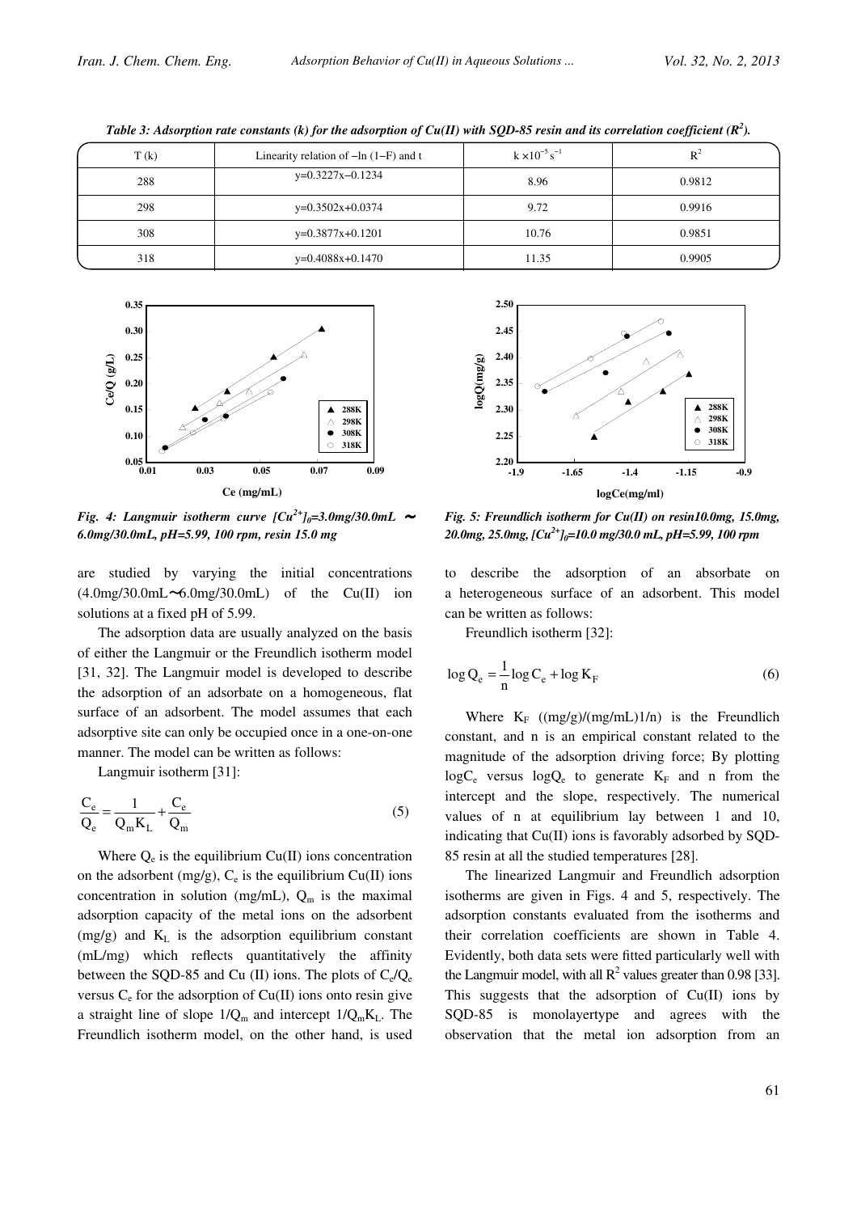*Table 3: Adsorption rate constants (k) for the adsorption of Cu(II) with SQD-85 resin and its correlation coefficient ($R^2$).*

| T (k) | Linearity relation of $-\ln(1-F)$ and t | $k \times 10^{-5}\,s^{-1}$ | $R^2$ |
|---|---|---|---|
| 288 | y=0.3227x−0.1234 | 8.96 | 0.9812 |
| 298 | y=0.3502x+0.0374 | 9.72 | 0.9916 |
| 308 | y=0.3877x+0.1201 | 10.76 | 0.9851 |
| 318 | y=0.4088x+0.1470 | 11.35 | 0.9905 |

*Fig. 4: Langmuir isotherm curve $[Cu^{2+}]_0$=3.0mg/30.0mL ∼ 6.0mg/30.0mL, pH=5.99, 100 rpm, resin 15.0 mg*

*Fig. 5: Freundlich isotherm for Cu(II) on resin10.0mg, 15.0mg, 20.0mg, 25.0mg, $[Cu^{2+}]_0$=10.0 mg/30.0 mL, pH=5.99, 100 rpm*

are studied by varying the initial concentrations (4.0mg/30.0mL∼6.0mg/30.0mL) of the Cu(II) ion solutions at a fixed pH of 5.99.

The adsorption data are usually analyzed on the basis of either the Langmuir or the Freundlich isotherm model [31, 32]. The Langmuir model is developed to describe the adsorption of an adsorbate on a homogeneous, flat surface of an adsorbent. The model assumes that each adsorptive site can only be occupied once in a one-on-one manner. The model can be written as follows:

Langmuir isotherm [31]:

$$\frac{C_e}{Q_e} = \frac{1}{Q_m K_L} + \frac{C_e}{Q_m} \tag{5}$$

Where $Q_e$ is the equilibrium Cu(II) ions concentration on the adsorbent (mg/g), $C_e$ is the equilibrium Cu(II) ions concentration in solution (mg/mL), $Q_m$ is the maximal adsorption capacity of the metal ions on the adsorbent (mg/g) and $K_L$ is the adsorption equilibrium constant (mL/mg) which reflects quantitatively the affinity between the SQD-85 and Cu (II) ions. The plots of $C_e/Q_e$ versus $C_e$ for the adsorption of Cu(II) ions onto resin give a straight line of slope $1/Q_m$ and intercept $1/Q_m K_L$. The Freundlich isotherm model, on the other hand, is used to describe the adsorption of an absorbate on a heterogeneous surface of an adsorbent. This model can be written as follows:

Freundlich isotherm [32]:

$$\log Q_e = \frac{1}{n}\log C_e + \log K_F \tag{6}$$

Where $K_F$ ((mg/g)/(mg/mL)1/n) is the Freundlich constant, and n is an empirical constant related to the magnitude of the adsorption driving force; By plotting $\log C_e$ versus $\log Q_e$ to generate $K_F$ and n from the intercept and the slope, respectively. The numerical values of n at equilibrium lay between 1 and 10, indicating that Cu(II) ions is favorably adsorbed by SQD-85 resin at all the studied temperatures [28].

The linearized Langmuir and Freundlich adsorption isotherms are given in Figs. 4 and 5, respectively. The adsorption constants evaluated from the isotherms and their correlation coefficients are shown in Table 4. Evidently, both data sets were fitted particularly well with the Langmuir model, with all $R^2$ values greater than 0.98 [33]. This suggests that the adsorption of Cu(II) ions by SQD-85 is monolayertype and agrees with the observation that the metal ion adsorption from an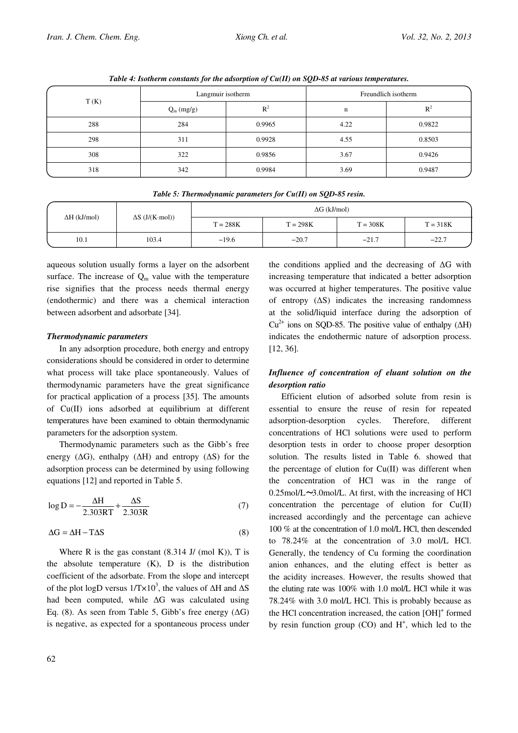*Table 4: Isotherm constants for the adsorption of Cu(II) on SQD-85 at various temperatures.*

| T (K) | Langmuir isotherm | | Freundlich isotherm | |
|---|---|---|---|---|
| | $Q_m$ (mg/g) | $R^2$ | n | $R^2$ |
| 288 | 284 | 0.9965 | 4.22 | 0.9822 |
| 298 | 311 | 0.9928 | 4.55 | 0.8503 |
| 308 | 322 | 0.9856 | 3.67 | 0.9426 |
| 318 | 342 | 0.9984 | 3.69 | 0.9487 |

*Table 5: Thermodynamic parameters for Cu(II) on SQD-85 resin.*

| ΔH (kJ/mol) | ΔS (J/(K·mol)) | ΔG (kJ/mol) | | | |
|---|---|---|---|---|---|
| | | T = 288K | T = 298K | T = 308K | T = 318K |
| 10.1 | 103.4 | −19.6 | −20.7 | −21.7 | −22.7 |

aqueous solution usually forms a layer on the adsorbent surface. The increase of $Q_m$ value with the temperature rise signifies that the process needs thermal energy (endothermic) and there was a chemical interaction between adsorbent and adsorbate [34].

### *Thermodynamic parameters*

In any adsorption procedure, both energy and entropy considerations should be considered in order to determine what process will take place spontaneously. Values of thermodynamic parameters have the great significance for practical application of a process [35]. The amounts of Cu(II) ions adsorbed at equilibrium at different temperatures have been examined to obtain thermodynamic parameters for the adsorption system.

Thermodynamic parameters such as the Gibb's free energy (ΔG), enthalpy (ΔH) and entropy (ΔS) for the adsorption process can be determined by using following equations [12] and reported in Table 5.

$$\log D = -\frac{\Delta H}{2.303RT} + \frac{\Delta S}{2.303R} \tag{7}$$

$$\Delta G = \Delta H - T\Delta S \tag{8}$$

Where R is the gas constant (8.314 J/ (mol K)), T is the absolute temperature (K), D is the distribution coefficient of the adsorbate. From the slope and intercept of the plot logD versus $1/T \times 10^3$, the values of ΔH and ΔS had been computed, while ΔG was calculated using Eq. (8). As seen from Table 5, Gibb's free energy (ΔG) is negative, as expected for a spontaneous process under the conditions applied and the decreasing of ΔG with increasing temperature that indicated a better adsorption was occurred at higher temperatures. The positive value of entropy (ΔS) indicates the increasing randomness at the solid/liquid interface during the adsorption of $Cu^{2+}$ ions on SQD-85. The positive value of enthalpy (ΔH) indicates the endothermic nature of adsorption process. [12, 36].

### *Influence of concentration of eluant solution on the desorption ratio*

Efficient elution of adsorbed solute from resin is essential to ensure the reuse of resin for repeated adsorption-desorption cycles. Therefore, different concentrations of HCl solutions were used to perform desorption tests in order to choose proper desorption solution. The results listed in Table 6. showed that the percentage of elution for Cu(II) was different when the concentration of HCl was in the range of 0.25mol/L~3.0mol/L. At first, with the increasing of HCl concentration the percentage of elution for Cu(II) increased accordingly and the percentage can achieve 100 % at the concentration of 1.0 mol/L HCl, then descended to 78.24% at the concentration of 3.0 mol/L HCl. Generally, the tendency of Cu forming the coordination anion enhances, and the eluting effect is better as the acidity increases. However, the results showed that the eluting rate was 100% with 1.0 mol/L HCl while it was 78.24% with 3.0 mol/L HCl. This is probably because as the HCl concentration increased, the cation $[OH]^+$ formed by resin function group (CO) and $H^+$, which led to the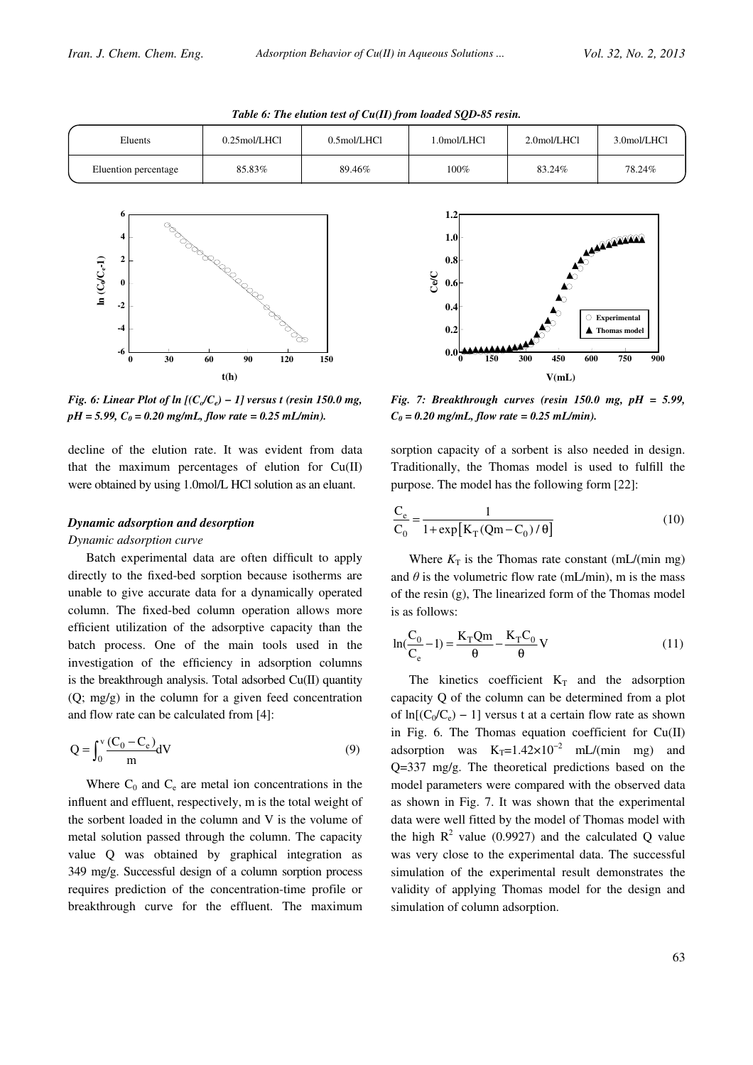*Table 6: The elution test of Cu(II) from loaded SQD-85 resin.*

| Eluents | 0.25mol/LHCl | 0.5mol/LHCl | 1.0mol/LHCl | 2.0mol/LHCl | 3.0mol/LHCl |
|---|---|---|---|---|---|
| Eluention percentage | 85.83% | 89.46% | 100% | 83.24% | 78.24% |

*Fig. 6: Linear Plot of ln [($C_o/C_e$) − 1] versus t (resin 150.0 mg, pH = 5.99, $C_0$ = 0.20 mg/mL, flow rate = 0.25 mL/min).*

*Fig. 7: Breakthrough curves (resin 150.0 mg, pH = 5.99, $C_0$ = 0.20 mg/mL, flow rate = 0.25 mL/min).*

decline of the elution rate. It was evident from data that the maximum percentages of elution for Cu(II) were obtained by using 1.0mol/L HCl solution as an eluant.

### *Dynamic adsorption and desorption*

*Dynamic adsorption curve*

Batch experimental data are often difficult to apply directly to the fixed-bed sorption because isotherms are unable to give accurate data for a dynamically operated column. The fixed-bed column operation allows more efficient utilization of the adsorptive capacity than the batch process. One of the main tools used in the investigation of the efficiency in adsorption columns is the breakthrough analysis. Total adsorbed Cu(II) quantity (Q; mg/g) in the column for a given feed concentration and flow rate can be calculated from [4]:

$$Q = \int_0^v \frac{(C_0 - C_e)}{m} dV \tag{9}$$

Where $C_0$ and $C_e$ are metal ion concentrations in the influent and effluent, respectively, m is the total weight of the sorbent loaded in the column and V is the volume of metal solution passed through the column. The capacity value Q was obtained by graphical integration as 349 mg/g. Successful design of a column sorption process requires prediction of the concentration-time profile or breakthrough curve for the effluent. The maximum sorption capacity of a sorbent is also needed in design. Traditionally, the Thomas model is used to fulfill the purpose. The model has the following form [22]:

$$\frac{C_e}{C_0} = \frac{1}{1 + \exp\left[K_T(Qm - C_0)/\theta\right]} \tag{10}$$

Where $K_T$ is the Thomas rate constant (mL/(min mg) and $\theta$ is the volumetric flow rate (mL/min), m is the mass of the resin (g), The linearized form of the Thomas model is as follows:

$$\ln(\frac{C_0}{C_e} - 1) = \frac{K_T Q m}{\theta} - \frac{K_T C_0}{\theta} V \tag{11}$$

The kinetics coefficient $K_T$ and the adsorption capacity Q of the column can be determined from a plot of ln[($C_0/C_e$) − 1] versus t at a certain flow rate as shown in Fig. 6. The Thomas equation coefficient for Cu(II) adsorption was $K_T=1.42\times10^{-2}$ mL/(min mg) and Q=337 mg/g. The theoretical predictions based on the model parameters were compared with the observed data as shown in Fig. 7. It was shown that the experimental data were well fitted by the model of Thomas model with the high $R^2$ value (0.9927) and the calculated Q value was very close to the experimental data. The successful simulation of the experimental result demonstrates the validity of applying Thomas model for the design and simulation of column adsorption.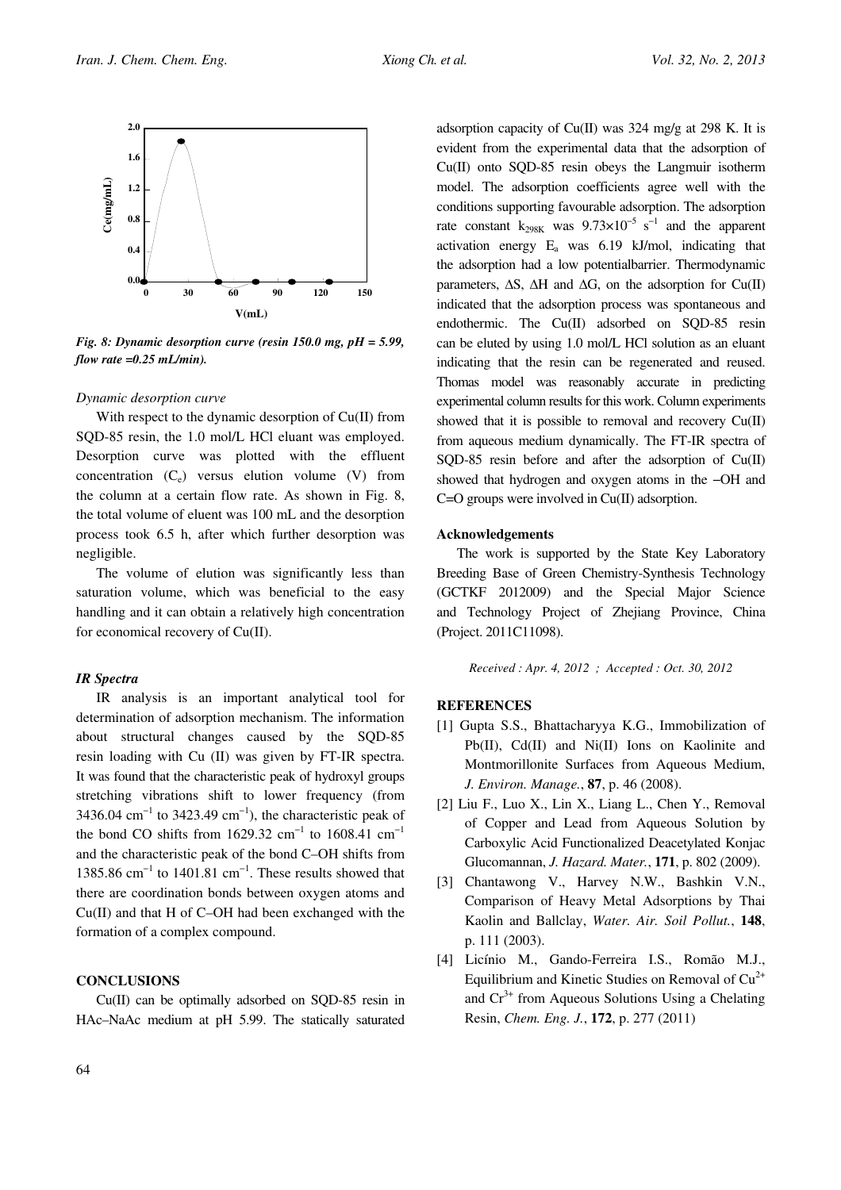*Fig. 8: Dynamic desorption curve (resin 150.0 mg, pH = 5.99, flow rate =0.25 mL/min).*

*Dynamic desorption curve*

With respect to the dynamic desorption of Cu(II) from SQD-85 resin, the 1.0 mol/L HCl eluant was employed. Desorption curve was plotted with the effluent concentration ($C_e$) versus elution volume (V) from the column at a certain flow rate. As shown in Fig. 8, the total volume of eluent was 100 mL and the desorption process took 6.5 h, after which further desorption was negligible.

The volume of elution was significantly less than saturation volume, which was beneficial to the easy handling and it can obtain a relatively high concentration for economical recovery of Cu(II).

***IR Spectra***

IR analysis is an important analytical tool for determination of adsorption mechanism. The information about structural changes caused by the SQD-85 resin loading with Cu (II) was given by FT-IR spectra. It was found that the characteristic peak of hydroxyl groups stretching vibrations shift to lower frequency (from 3436.04 $cm^{-1}$ to 3423.49 $cm^{-1}$), the characteristic peak of the bond CO shifts from 1629.32 $cm^{-1}$ to 1608.41 $cm^{-1}$ and the characteristic peak of the bond C–OH shifts from 1385.86 $cm^{-1}$ to 1401.81 $cm^{-1}$. These results showed that there are coordination bonds between oxygen atoms and Cu(II) and that H of C–OH had been exchanged with the formation of a complex compound.

**CONCLUSIONS**

Cu(II) can be optimally adsorbed on SQD-85 resin in HAc–NaAc medium at pH 5.99. The statically saturated adsorption capacity of Cu(II) was 324 mg/g at 298 K. It is evident from the experimental data that the adsorption of Cu(II) onto SQD-85 resin obeys the Langmuir isotherm model. The adsorption coefficients agree well with the conditions supporting favourable adsorption. The adsorption rate constant $k_{298K}$ was $9.73\times10^{-5}$ $s^{-1}$ and the apparent activation energy $E_a$ was 6.19 kJ/mol, indicating that the adsorption had a low potentialbarrier. Thermodynamic parameters, $\Delta S$, $\Delta H$ and $\Delta G$, on the adsorption for Cu(II) indicated that the adsorption process was spontaneous and endothermic. The Cu(II) adsorbed on SQD-85 resin can be eluted by using 1.0 mol/L HCl solution as an eluant indicating that the resin can be regenerated and reused. Thomas model was reasonably accurate in predicting experimental column results for this work. Column experiments showed that it is possible to removal and recovery Cu(II) from aqueous medium dynamically. The FT-IR spectra of SQD-85 resin before and after the adsorption of Cu(II) showed that hydrogen and oxygen atoms in the –OH and C=O groups were involved in Cu(II) adsorption.

**Acknowledgements**

The work is supported by the State Key Laboratory Breeding Base of Green Chemistry-Synthesis Technology (GCTKF 2012009) and the Special Major Science and Technology Project of Zhejiang Province, China (Project. 2011C11098).

*Received : Apr. 4, 2012 ; Accepted : Oct. 30, 2012*

**REFERENCES**

[1] Gupta S.S., Bhattacharyya K.G., Immobilization of Pb(II), Cd(II) and Ni(II) Ions on Kaolinite and Montmorillonite Surfaces from Aqueous Medium, *J. Environ. Manage.*, **87**, p. 46 (2008).

[2] Liu F., Luo X., Lin X., Liang L., Chen Y., Removal of Copper and Lead from Aqueous Solution by Carboxylic Acid Functionalized Deacetylated Konjac Glucomannan, *J. Hazard. Mater.*, **171**, p. 802 (2009).

[3] Chantawong V., Harvey N.W., Bashkin V.N., Comparison of Heavy Metal Adsorptions by Thai Kaolin and Ballclay, *Water. Air. Soil Pollut.*, **148**, p. 111 (2003).

[4] Licínio M., Gando-Ferreira I.S., Romão M.J., Equilibrium and Kinetic Studies on Removal of $Cu^{2+}$ and $Cr^{3+}$ from Aqueous Solutions Using a Chelating Resin, *Chem. Eng. J.*, **172**, p. 277 (2011)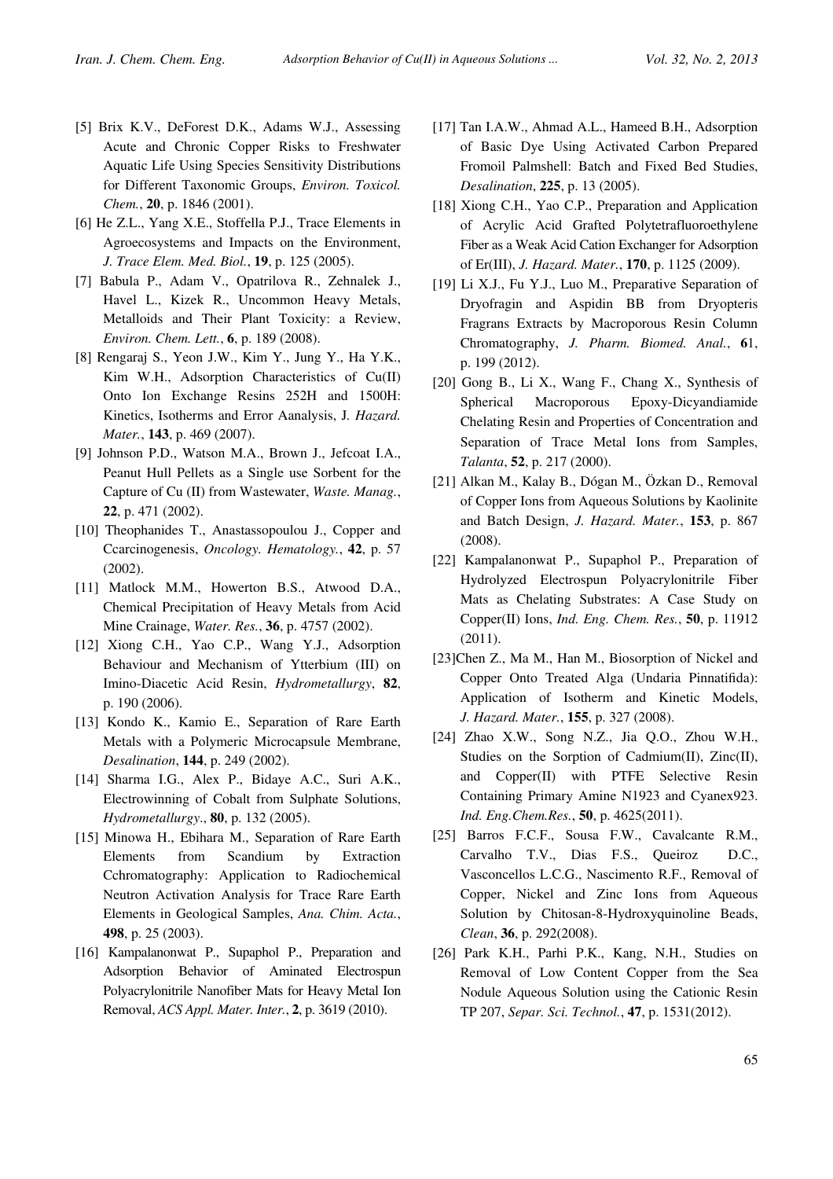[5] Brix K.V., DeForest D.K., Adams W.J., Assessing Acute and Chronic Copper Risks to Freshwater Aquatic Life Using Species Sensitivity Distributions for Different Taxonomic Groups, *Environ. Toxicol. Chem.*, **20**, p. 1846 (2001).

[6] He Z.L., Yang X.E., Stoffella P.J., Trace Elements in Agroecosystems and Impacts on the Environment, *J. Trace Elem. Med. Biol.*, **19**, p. 125 (2005).

[7] Babula P., Adam V., Opatrilova R., Zehnalek J., Havel L., Kizek R., Uncommon Heavy Metals, Metalloids and Their Plant Toxicity: a Review, *Environ. Chem. Lett.*, **6**, p. 189 (2008).

[8] Rengaraj S., Yeon J.W., Kim Y., Jung Y., Ha Y.K., Kim W.H., Adsorption Characteristics of Cu(II) Onto Ion Exchange Resins 252H and 1500H: Kinetics, Isotherms and Error Aanalysis, J. *Hazard. Mater.*, **143**, p. 469 (2007).

[9] Johnson P.D., Watson M.A., Brown J., Jefcoat I.A., Peanut Hull Pellets as a Single use Sorbent for the Capture of Cu (II) from Wastewater, *Waste. Manag.*, **22**, p. 471 (2002).

[10] Theophanides T., Anastassopoulou J., Copper and Ccarcinogenesis, *Oncology. Hematology.*, **42**, p. 57 (2002).

[11] Matlock M.M., Howerton B.S., Atwood D.A., Chemical Precipitation of Heavy Metals from Acid Mine Crainage, *Water. Res.*, **36**, p. 4757 (2002).

[12] Xiong C.H., Yao C.P., Wang Y.J., Adsorption Behaviour and Mechanism of Ytterbium (III) on Imino-Diacetic Acid Resin, *Hydrometallurgy*, **82**, p. 190 (2006).

[13] Kondo K., Kamio E., Separation of Rare Earth Metals with a Polymeric Microcapsule Membrane, *Desalination*, **144**, p. 249 (2002).

[14] Sharma I.G., Alex P., Bidaye A.C., Suri A.K., Electrowinning of Cobalt from Sulphate Solutions, *Hydrometallurgy*., **80**, p. 132 (2005).

[15] Minowa H., Ebihara M., Separation of Rare Earth Elements from Scandium by Extraction Cchromatography: Application to Radiochemical Neutron Activation Analysis for Trace Rare Earth Elements in Geological Samples, *Ana. Chim. Acta.*, **498**, p. 25 (2003).

[16] Kampalanonwat P., Supaphol P., Preparation and Adsorption Behavior of Aminated Electrospun Polyacrylonitrile Nanofiber Mats for Heavy Metal Ion Removal, *ACS Appl. Mater. Inter.*, **2**, p. 3619 (2010).

[17] Tan I.A.W., Ahmad A.L., Hameed B.H., Adsorption of Basic Dye Using Activated Carbon Prepared Fromoil Palmshell: Batch and Fixed Bed Studies, *Desalination*, **225**, p. 13 (2005).

[18] Xiong C.H., Yao C.P., Preparation and Application of Acrylic Acid Grafted Polytetrafluoroethylene Fiber as a Weak Acid Cation Exchanger for Adsorption of Er(III), *J. Hazard. Mater.*, **170**, p. 1125 (2009).

[19] Li X.J., Fu Y.J., Luo M., Preparative Separation of Dryofragin and Aspidin BB from Dryopteris Fragrans Extracts by Macroporous Resin Column Chromatography, *J. Pharm. Biomed. Anal.*, **6**1, p. 199 (2012).

[20] Gong B., Li X., Wang F., Chang X., Synthesis of Spherical Macroporous Epoxy-Dicyandiamide Chelating Resin and Properties of Concentration and Separation of Trace Metal Ions from Samples, *Talanta*, **52**, p. 217 (2000).

[21] Alkan M., Kalay B., Dógan M., Özkan D., Removal of Copper Ions from Aqueous Solutions by Kaolinite and Batch Design, *J. Hazard. Mater.*, **153**, p. 867 (2008).

[22] Kampalanonwat P., Supaphol P., Preparation of Hydrolyzed Electrospun Polyacrylonitrile Fiber Mats as Chelating Substrates: A Case Study on Copper(II) Ions, *Ind. Eng. Chem. Res.*, **50**, p. 11912 (2011).

[23]Chen Z., Ma M., Han M., Biosorption of Nickel and Copper Onto Treated Alga (Undaria Pinnatifida): Application of Isotherm and Kinetic Models, *J. Hazard. Mater.*, **155**, p. 327 (2008).

[24] Zhao X.W., Song N.Z., Jia Q.O., Zhou W.H., Studies on the Sorption of Cadmium(II), Zinc(II), and Copper(II) with PTFE Selective Resin Containing Primary Amine N1923 and Cyanex923. *Ind. Eng.Chem.Res.*, **50**, p. 4625(2011).

[25] Barros F.C.F., Sousa F.W., Cavalcante R.M., Carvalho T.V., Dias F.S., Queiroz D.C., Vasconcellos L.C.G., Nascimento R.F., Removal of Copper, Nickel and Zinc Ions from Aqueous Solution by Chitosan-8-Hydroxyquinoline Beads, *Clean*, **36**, p. 292(2008).

[26] Park K.H., Parhi P.K., Kang, N.H., Studies on Removal of Low Content Copper from the Sea Nodule Aqueous Solution using the Cationic Resin TP 207, *Separ. Sci. Technol.*, **47**, p. 1531(2012).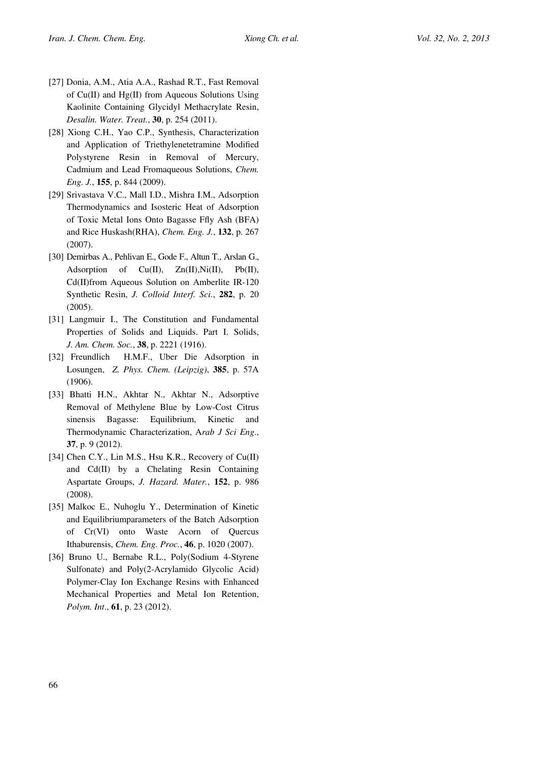[27] Donia, A.M., Atia A.A., Rashad R.T., Fast Removal of Cu(II) and Hg(II) from Aqueous Solutions Using Kaolinite Containing Glycidyl Methacrylate Resin, *Desalin. Water. Treat.*, **30**, p. 254 (2011).

[28] Xiong C.H., Yao C.P., Synthesis, Characterization and Application of Triethylenetetramine Modified Polystyrene Resin in Removal of Mercury, Cadmium and Lead Fromaqueous Solutions, *Chem. Eng. J.*, **155**, p. 844 (2009).

[29] Srivastava V.C., Mall I.D., Mishra I.M., Adsorption Thermodynamics and Isosteric Heat of Adsorption of Toxic Metal Ions Onto Bagasse Ffly Ash (BFA) and Rice Huskash(RHA), *Chem. Eng. J.*, **132**, p. 267 (2007).

[30] Demirbas A., Pehlivan E., Gode F., Altun T., Arslan G., Adsorption of Cu(II), Zn(II),Ni(II), Pb(II), Cd(II)from Aqueous Solution on Amberlite IR-120 Synthetic Resin, *J. Colloid Interf. Sci.*, **282**, p. 20 (2005).

[31] Langmuir I., The Constitution and Fundamental Properties of Solids and Liquids. Part I. Solids, *J. Am. Chem. Soc.*, **38**, p. 2221 (1916).

[32] Freundlich H.M.F., Uber Die Adsorption in Losungen, *Z. Phys. Chem. (Leipzig)*, **385**, p. 57A (1906).

[33] Bhatti H.N., Akhtar N., Akhtar N., Adsorptive Removal of Methylene Blue by Low-Cost Citrus sinensis Bagasse: Equilibrium, Kinetic and Thermodynamic Characterization, A*rab J Sci Eng*., **37**, p. 9 (2012).

[34] Chen C.Y., Lin M.S., Hsu K.R., Recovery of Cu(II) and Cd(II) by a Chelating Resin Containing Aspartate Groups, *J. Hazard. Mater.*, **152**, p. 986 (2008).

[35] Malkoc E., Nuhoglu Y., Determination of Kinetic and Equilibriumparameters of the Batch Adsorption of Cr(VI) onto Waste Acorn of Quercus Ithaburensis, *Chem. Eng. Proc.*, **46**, p. 1020 (2007).

[36] Bruno U., Bernabe R.L., Poly(Sodium 4-Styrene Sulfonate) and Poly(2-Acrylamido Glycolic Acid) Polymer-Clay Ion Exchange Resins with Enhanced Mechanical Properties and Metal Ion Retention, *Polym. Int*., **61**, p. 23 (2012).